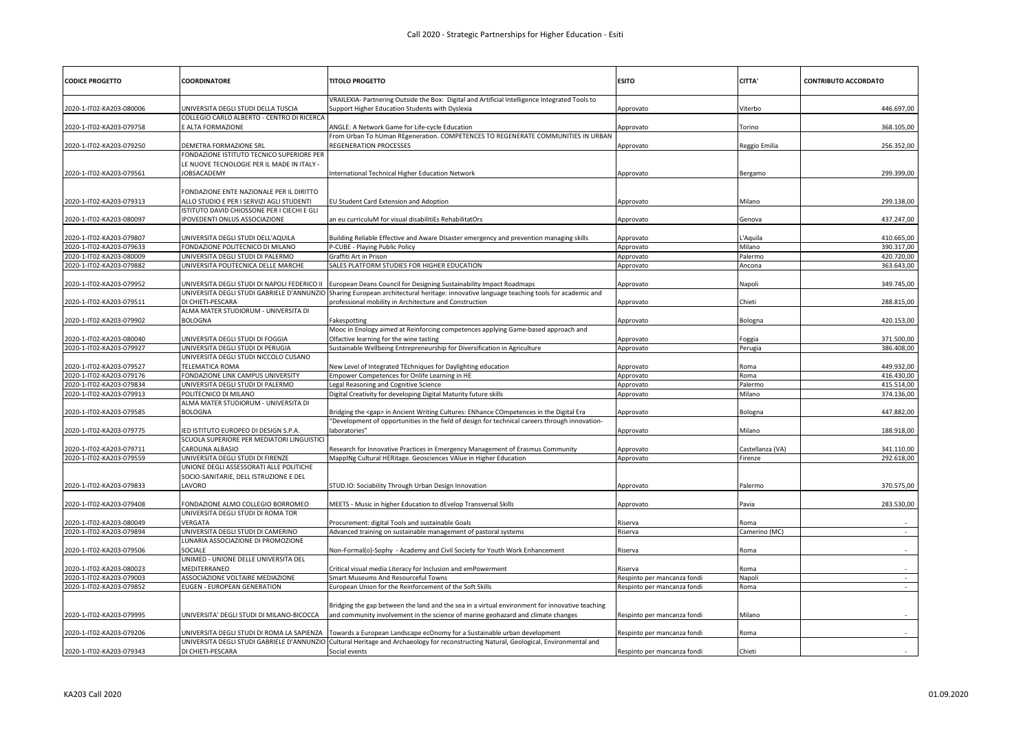# Call 2020 - Strategic Partnerships for Higher Education - Esiti

| CODICE PROGETTO | COORDINATORE | TITOLO PROGETTO | ESITO | CITTA' | CONTRIBUTO ACCORDATO |
|---|---|---|---|---|---|
| 2020-1-IT02-KA203-080006 | UNIVERSITA DEGLI STUDI DELLA TUSCIA | VRAILEXIA- Partnering Outside the Box: Digital and Artificial Intelligence Integrated Tools to Support Higher Education Students with Dyslexia | Approvato | Viterbo | 446.697,00 |
| 2020-1-IT02-KA203-079758 | COLLEGIO CARLO ALBERTO - CENTRO DI RICERCA E ALTA FORMAZIONE | ANGLE: A Network Game for Life-cycle Education | Approvato | Torino | 368.105,00 |
| 2020-1-IT02-KA203-079250 | DEMETRA FORMAZIONE SRL | From Urban To hUman REgeneration. COMPETENCES TO REGENERATE COMMUNITIES IN URBAN REGENERATION PROCESSES | Approvato | Reggio Emilia | 256.352,00 |
| 2020-1-IT02-KA203-079561 | FONDAZIONE ISTITUTO TECNICO SUPERIORE PER LE NUOVE TECNOLOGIE PER IL MADE IN ITALY - JOBSACADEMY | International Technical Higher Education Network | Approvato | Bergamo | 299.399,00 |
| 2020-1-IT02-KA203-079313 | FONDAZIONE ENTE NAZIONALE PER IL DIRITTO ALLO STUDIO E PER I SERVIZI AGLI STUDENTI | EU Student Card Extension and Adoption | Approvato | Milano | 299.138,00 |
| 2020-1-IT02-KA203-080097 | ISTITUTO DAVID CHIOSSONE PER I CIECHI E GLI IPOVEDENTI ONLUS ASSOCIAZIONE | an eu curriculuM for visual disabilitiEs RehabilitatOrs | Approvato | Genova | 437.247,00 |
| 2020-1-IT02-KA203-079807 | UNIVERSITA DEGLI STUDI DELL'AQUILA | Building Reliable Effective and Aware DIsaster emergency and prevention managing skills | Approvato | L'Aquila | 410.665,00 |
| 2020-1-IT02-KA203-079633 | FONDAZIONE POLITECNICO DI MILANO | P-CUBE - Playing Public Policy | Approvato | Milano | 390.317,00 |
| 2020-1-IT02-KA203-080009 | UNIVERSITA DEGLI STUDI DI PALERMO | Graffiti Art in Prison | Approvato | Palermo | 420.720,00 |
| 2020-1-IT02-KA203-079882 | UNIVERSITA POLITECNICA DELLE MARCHE | SALES PLATFORM STUDIES FOR HIGHER EDUCATION | Approvato | Ancona | 363.643,00 |
| 2020-1-IT02-KA203-079952 | UNIVERSITA DEGLI STUDI DI NAPOLI FEDERICO II | European Deans Council for Designing Sustainability Impact Roadmaps | Approvato | Napoli | 349.745,00 |
| 2020-1-IT02-KA203-079511 | UNIVERSITA DEGLI STUDI GABRIELE D'ANNUNZIO DI CHIETI-PESCARA | Sharing European architectural heritage: innovative language teaching tools for academic and professional mobility in Architecture and Construction | Approvato | Chieti | 288.815,00 |
| 2020-1-IT02-KA203-079902 | ALMA MATER STUDIORUM - UNIVERSITA DI BOLOGNA | Fakespotting | Approvato | Bologna | 420.153,00 |
| 2020-1-IT02-KA203-080040 | UNIVERSITA DEGLI STUDI DI FOGGIA | Mooc in Enology aimed at Reinforcing competences applying Game-based approach and Olfactive learning for the wine tasting | Approvato | Foggia | 371.500,00 |
| 2020-1-IT02-KA203-079927 | UNIVERSITA DEGLI STUDI DI PERUGIA | Sustainable Wellbeing Entrepreneurship for Diversification in Agriculture | Approvato | Perugia | 386.408,00 |
| 2020-1-IT02-KA203-079527 | UNIVERSITA DEGLI STUDI NICCOLO CUSANO TELEMATICA ROMA | New Level of Integrated TEchniques for Daylighting education | Approvato | Roma | 449.932,00 |
| 2020-1-IT02-KA203-079176 | FONDAZIONE LINK CAMPUS UNIVERSITY | Empower Competences for Onlife Learning in HE | Approvato | Roma | 416.430,00 |
| 2020-1-IT02-KA203-079834 | UNIVERSITA DEGLI STUDI DI PALERMO | Legal Reasoning and Cognitive Science | Approvato | Palermo | 415.514,00 |
| 2020-1-IT02-KA203-079913 | POLITECNICO DI MILANO | Digital Creativity for developing Digital Maturity future skills | Approvato | Milano | 374.136,00 |
| 2020-1-IT02-KA203-079585 | ALMA MATER STUDIORUM - UNIVERSITA DI BOLOGNA | Bridging the <gap> in Ancient Writing Cultures: ENhance COmpetences in the Digital Era | Approvato | Bologna | 447.882,00 |
| 2020-1-IT02-KA203-079775 | IED ISTITUTO EUROPEO DI DESIGN S.P.A. | "Development of opportunities in the field of design for technical careers through innovation-laboratories" | Approvato | Milano | 188.918,00 |
| 2020-1-IT02-KA203-079711 | SCUOLA SUPERIORE PER MEDIATORI LINGUISTICI CAROLINA ALBASIO | Research for Innovative Practices in Emergency Management of Erasmus Community | Approvato | Castellanza (VA) | 341.110,00 |
| 2020-1-IT02-KA203-079559 | UNIVERSITA DEGLI STUDI DI FIRENZE | MappINg Cultural HERitage. Geosciences VAlue in Higher Education | Approvato | Firenze | 292.618,00 |
| 2020-1-IT02-KA203-079833 | UNIONE DEGLI ASSESSORATI ALLE POLITICHE SOCIO-SANITARIE, DELL ISTRUZIONE E DEL LAVORO | STUD.IO: Sociability Through Urban Design Innovation | Approvato | Palermo | 370.575,00 |
| 2020-1-IT02-KA203-079408 | FONDAZIONE ALMO COLLEGIO BORROMEO | MEETS - Music in higher Education to dEvelop Transversal Skills | Approvato | Pavia | 283.530,00 |
| 2020-1-IT02-KA203-080049 | UNIVERSITA DEGLI STUDI DI ROMA TOR VERGATA | Procurement: digital Tools and sustainable Goals | Riserva | Roma | - |
| 2020-1-IT02-KA203-079894 | UNIVERSITA DEGLI STUDI DI CAMERINO | Advanced training on sustainable management of pastoral systems | Riserva | Camerino (MC) | - |
| 2020-1-IT02-KA203-079506 | LUNARIA ASSOCIAZIONE DI PROMOZIONE SOCIALE | Non-Formal(o)-Sophy - Academy and Civil Society for Youth Work Enhancement | Riserva | Roma | - |
| 2020-1-IT02-KA203-080023 | UNIMED - UNIONE DELLE UNIVERSITA DEL MEDITERRANEO | Critical visual media Literacy for Inclusion and emPowerment | Riserva | Roma | - |
| 2020-1-IT02-KA203-079003 | ASSOCIAZIONE VOLTAIRE MEDIAZIONE | Smart Museums And Resourceful Towns | Respinto per mancanza fondi | Napoli | - |
| 2020-1-IT02-KA203-079852 | EUGEN - EUROPEAN GENERATION | European Union for the Reinforcement of the Soft Skills | Respinto per mancanza fondi | Roma | - |
| 2020-1-IT02-KA203-079995 | UNIVERSITA' DEGLI STUDI DI MILANO-BICOCCA | Bridging the gap between the land and the sea in a virtual environment for innovative teaching and community involvement in the science of marine geohazard and climate changes | Respinto per mancanza fondi | Milano | - |
| 2020-1-IT02-KA203-079206 | UNIVERSITA DEGLI STUDI DI ROMA LA SAPIENZA | Towards a European Landscape ecOnomy for a Sustainable urban development | Respinto per mancanza fondi | Roma | - |
| 2020-1-IT02-KA203-079343 | UNIVERSITA DEGLI STUDI GABRIELE D'ANNUNZIO DI CHIETI-PESCARA | Cultural Heritage and Archaeology for reconstructing Natural, Geological, Environmental and Social events | Respinto per mancanza fondi | Chieti | - |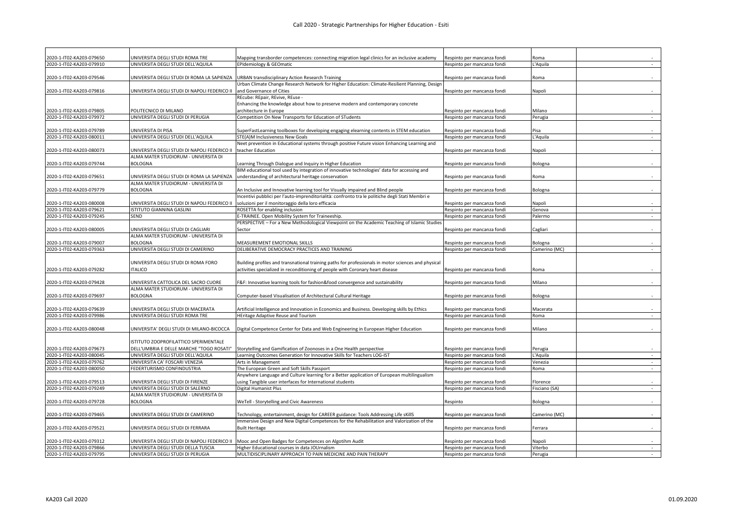# Call 2020 - Strategic Partnerships for Higher Education - Esiti

| | | | | | |
|---|---|---|---|---|---|
| 2020-1-IT02-KA203-079650 | UNIVERSITA DEGLI STUDI ROMA TRE | Mapping transborder competences: connecting migration legal clinics for an inclusive academy | Respinto per mancanza fondi | Roma | - |
| 2020-1-IT02-KA203-079910 | UNIVERSITA DEGLI STUDI DELL'AQUILA | EPIdemiology & GEOmatic | Respinto per mancanza fondi | L'Aquila | - |
| 2020-1-IT02-KA203-079546 | UNIVERSITA DEGLI STUDI DI ROMA LA SAPIENZA | URBAN transdisciplinary Action Research Training | Respinto per mancanza fondi | Roma | - |
| 2020-1-IT02-KA203-079816 | UNIVERSITA DEGLI STUDI DI NAPOLI FEDERICO II | Urban Climate Change Research Network for Higher Education: Climate-Resilient Planning, Design and Governance of Cities | Respinto per mancanza fondi | Napoli | - |
| 2020-1-IT02-KA203-079805 | POLITECNICO DI MILANO | REcube: REpair, REvive, REuse - Enhancing the knowledge about how to preserve modern and contemporary concrete architecture in Europe | Respinto per mancanza fondi | Milano | - |
| 2020-1-IT02-KA203-079972 | UNIVERSITA DEGLI STUDI DI PERUGIA | Competition On New Transports for Education of STudents | Respinto per mancanza fondi | Perugia | - |
| 2020-1-IT02-KA203-079789 | UNIVERSITA DI PISA | SuperFastLearning toolboxes for developing engaging elearning contents in STEM education | Respinto per mancanza fondi | Pisa | - |
| 2020-1-IT02-KA203-080011 | UNIVERSITA DEGLI STUDI DELL'AQUILA | STE(A)M Inclusiveness New Goals | Respinto per mancanza fondi | L'Aquila | - |
| 2020-1-IT02-KA203-080073 | UNIVERSITA DEGLI STUDI DI NAPOLI FEDERICO II | Neet prevention in Educational systems through positive Future vision Enhancing Learning and teacher Education | Respinto per mancanza fondi | Napoli | - |
| 2020-1-IT02-KA203-079744 | ALMA MATER STUDIORUM - UNIVERSITA DI BOLOGNA | Learning Through Dialogue and Inquiry in Higher Education | Respinto per mancanza fondi | Bologna | - |
| 2020-1-IT02-KA203-079651 | UNIVERSITA DEGLI STUDI DI ROMA LA SAPIENZA | BIM educational tool used by integration of innovative technologies' data for accessing and understanding of architectural heritage conservation | Respinto per mancanza fondi | Roma | - |
| 2020-1-IT02-KA203-079779 | ALMA MATER STUDIORUM - UNIVERSITA DI BOLOGNA | An Inclusive and Innovative learning tool for Visually impaired and Blind people | Respinto per mancanza fondi | Bologna | - |
| 2020-1-IT02-KA203-080008 | UNIVERSITA DEGLI STUDI DI NAPOLI FEDERICO II | Incentivi pubblici per l'auto-imprenditorialità: confronto tra le politiche degli Stati Membri e soluzioni per il monitoraggio della loro efficacia | Respinto per mancanza fondi | Napoli | - |
| 2020-1-IT02-KA203-079621 | ISTITUTO GIANNINA GASLINI | ROSETTA for enabling inclusion | Respinto per mancanza fondi | Genova | - |
| 2020-1-IT02-KA203-079245 | SEND | E-TRAINEE. Open Mobility System for Traineeship. | Respinto per mancanza fondi | Palermo | - |
| 2020-1-IT02-KA203-080005 | UNIVERSITA DEGLI STUDI DI CAGLIARI | PERSPECTIVE – For a New Methodological Viewpoint on the Academic Teaching of Islamic Studies Sector | Respinto per mancanza fondi | Cagliari | - |
| 2020-1-IT02-KA203-079007 | ALMA MATER STUDIORUM - UNIVERSITA DI BOLOGNA | MEASUREMENT EMOTIONAL SKILLS | Respinto per mancanza fondi | Bologna | - |
| 2020-1-IT02-KA203-079363 | UNIVERSITA DEGLI STUDI DI CAMERINO | DELIBERATIVE DEMOCRACY PRACTICES AND TRAINING | Respinto per mancanza fondi | Camerino (MC) | - |
| 2020-1-IT02-KA203-079282 | UNIVERSITA DEGLI STUDI DI ROMA FORO ITALICO | Building profiles and transnational training paths for professionals in motor sciences and physical activities specialized in reconditioning of people with Coronary heart disease | Respinto per mancanza fondi | Roma | - |
| 2020-1-IT02-KA203-079428 | UNIVERSITA CATTOLICA DEL SACRO CUORE | F&F: Innovative learning tools for fashion&food convergence and sustainability | Respinto per mancanza fondi | Milano | - |
| 2020-1-IT02-KA203-079697 | ALMA MATER STUDIORUM - UNIVERSITA DI BOLOGNA | Computer-based Visualisation of Architectural Cultural Heritage | Respinto per mancanza fondi | Bologna | - |
| 2020-1-IT02-KA203-079639 | UNIVERSITA DEGLI STUDI DI MACERATA | Artificial Intelligence and Innovation in Economics and Business. Developing skills by Ethics | Respinto per mancanza fondi | Macerata | - |
| 2020-1-IT02-KA203-079986 | UNIVERSITA DEGLI STUDI ROMA TRE | HEritage Adaptive Reuse and Tourism | Respinto per mancanza fondi | Roma | - |
| 2020-1-IT02-KA203-080048 | UNIVERSITA' DEGLI STUDI DI MILANO-BICOCCA | Digital Competence Center for Data and Web Engineering in European Higher Education | Respinto per mancanza fondi | Milano | - |
| 2020-1-IT02-KA203-079673 | ISTITUTO ZOOPROFILATTICO SPERIMENTALE DELL'UMBRIA E DELLE MARCHE "TOGO ROSATI" | Storytelling and Gamification of Zoonoses in a One Health perspective | Respinto per mancanza fondi | Perugia | - |
| 2020-1-IT02-KA203-080045 | UNIVERSITA DEGLI STUDI DELL'AQUILA | Learning Outcomes Generation for Innovative Skills for Teachers LOG-IST | Respinto per mancanza fondi | L'Aquila | - |
| 2020-1-IT02-KA203-079762 | UNIVERSITA CA' FOSCARI VENEZIA | Arts in Management | Respinto per mancanza fondi | Venezia | - |
| 2020-1-IT02-KA203-080050 | FEDERTURISMO CONFINDUSTRIA | The European Green and Soft Skills Passport | Respinto per mancanza fondi | Roma | - |
| 2020-1-IT02-KA203-079513 | UNIVERSITA DEGLI STUDI DI FIRENZE | Anywhere Language and Culture learning for a Better application of European multilingualism using Tangible user interfaces for International students | Respinto per mancanza fondi | Florence | - |
| 2020-1-IT02-KA203-079249 | UNIVERSITA DEGLI STUDI DI SALERNO | Digital Humanist Plus | Respinto per mancanza fondi | Fisciano (SA) | - |
| 2020-1-IT02-KA203-079728 | ALMA MATER STUDIORUM - UNIVERSITA DI BOLOGNA | WeTell - Storytelling and Civic Awareness | Respinto | Bologna | - |
| 2020-1-IT02-KA203-079465 | UNIVERSITA DEGLI STUDI DI CAMERINO | Technology, entertainment, design for CAREER guidance: Tools Addressing Life sKillS | Respinto per mancanza fondi | Camerino (MC) | - |
| 2020-1-IT02-KA203-079521 | UNIVERSITA DEGLI STUDI DI FERRARA | Immersive Design and New Digital Competences for the Rehabilitation and Valorization of the Built Heritage | Respinto per mancanza fondi | Ferrara | - |
| 2020-1-IT02-KA203-079312 | UNIVERSITA DEGLI STUDI DI NAPOLI FEDERICO II | Mooc and Open Badges for Competences on Algotihm Audit | Respinto per mancanza fondi | Napoli | - |
| 2020-1-IT02-KA203-079866 | UNIVERSITA DEGLI STUDI DELLA TUSCIA | Higher Educational courses in data JOUrnalism | Respinto per mancanza fondi | Viterbo | - |
| 2020-1-IT02-KA203-079795 | UNIVERSITA DEGLI STUDI DI PERUGIA | MULTIDISCIPLINARY APPROACH TO PAIN MEDICINE AND PAIN THERAPY | Respinto per mancanza fondi | Perugia | - |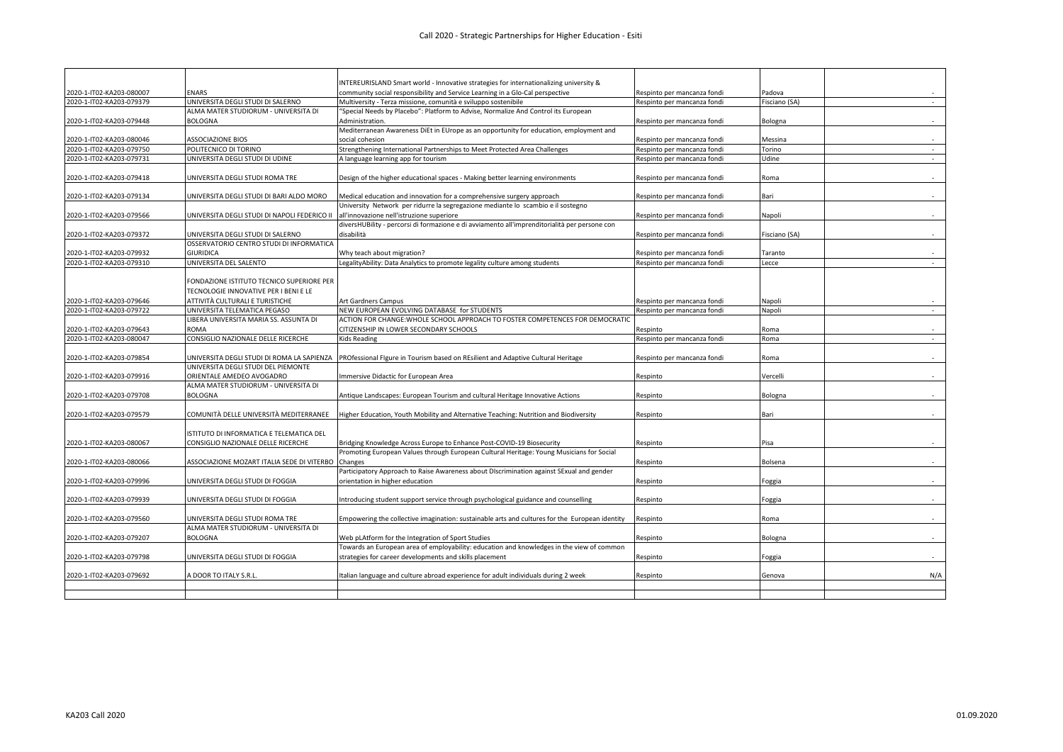# Call 2020 - Strategic Partnerships for Higher Education - Esiti

| | | | | | |
|---|---|---|---|---|---|
| 2020-1-IT02-KA203-080007 | ENARS | INTEREURISLAND Smart world - Innovative strategies for internationalizing university & community social responsibility and Service Learning in a Glo-Cal perspective | Respinto per mancanza fondi | Padova | - |
| 2020-1-IT02-KA203-079379 | UNIVERSITA DEGLI STUDI DI SALERNO | Multiversity - Terza missione, comunità e sviluppo sostenibile | Respinto per mancanza fondi | Fisciano (SA) | - |
| 2020-1-IT02-KA203-079448 | ALMA MATER STUDIORUM - UNIVERSITA DI BOLOGNA | "Special Needs by Placebo": Platform to Advise, Normalize And Control its European Administration. | Respinto per mancanza fondi | Bologna | - |
| 2020-1-IT02-KA203-080046 | ASSOCIAZIONE BIOS | Mediterranean Awareness DiEt in EUrope as an opportunity for education, employment and social cohesion | Respinto per mancanza fondi | Messina | - |
| 2020-1-IT02-KA203-079750 | POLITECNICO DI TORINO | Strengthening International Partnerships to Meet Protected Area Challenges | Respinto per mancanza fondi | Torino | - |
| 2020-1-IT02-KA203-079731 | UNIVERSITA DEGLI STUDI DI UDINE | A language learning app for tourism | Respinto per mancanza fondi | Udine | - |
| 2020-1-IT02-KA203-079418 | UNIVERSITA DEGLI STUDI ROMA TRE | Design of the higher educational spaces - Making better learning environments | Respinto per mancanza fondi | Roma | - |
| 2020-1-IT02-KA203-079134 | UNIVERSITA DEGLI STUDI DI BARI ALDO MORO | Medical education and innovation for a comprehensive surgery approach | Respinto per mancanza fondi | Bari | - |
| 2020-1-IT02-KA203-079566 | UNIVERSITA DEGLI STUDI DI NAPOLI FEDERICO II | University Network per ridurre la segregazione mediante lo scambio e il sostegno all'innovazione nell'istruzione superiore | Respinto per mancanza fondi | Napoli | - |
| 2020-1-IT02-KA203-079372 | UNIVERSITA DEGLI STUDI DI SALERNO | diversHUBility - percorsi di formazione e di avviamento all'imprenditorialità per persone con disabilità | Respinto per mancanza fondi | Fisciano (SA) | - |
| 2020-1-IT02-KA203-079932 | OSSERVATORIO CENTRO STUDI DI INFORMATICA GIURIDICA | Why teach about migration? | Respinto per mancanza fondi | Taranto | - |
| 2020-1-IT02-KA203-079310 | UNIVERSITA DEL SALENTO | LegalityAbility: Data Analytics to promote legality culture among students | Respinto per mancanza fondi | Lecce | - |
| 2020-1-IT02-KA203-079646 | FONDAZIONE ISTITUTO TECNICO SUPERIORE PER TECNOLOGIE INNOVATIVE PER I BENI E LE ATTIVITÀ CULTURALI E TURISTICHE | Art Gardners Campus | Respinto per mancanza fondi | Napoli | - |
| 2020-1-IT02-KA203-079722 | UNIVERSITA TELEMATICA PEGASO | NEW EUROPEAN EVOLVING DATABASE for STUDENTS | Respinto per mancanza fondi | Napoli | - |
| 2020-1-IT02-KA203-079643 | LIBERA UNIVERSITA MARIA SS. ASSUNTA DI ROMA | ACTION FOR CHANGE:WHOLE SCHOOL APPROACH TO FOSTER COMPETENCES FOR DEMOCRATIC CITIZENSHIP IN LOWER SECONDARY SCHOOLS | Respinto | Roma | - |
| 2020-1-IT02-KA203-080047 | CONSIGLIO NAZIONALE DELLE RICERCHE | Kids Reading | Respinto per mancanza fondi | Roma | - |
| 2020-1-IT02-KA203-079854 | UNIVERSITA DEGLI STUDI DI ROMA LA SAPIENZA | PROfessional FIgure in Tourism based on REsilient and Adaptive Cultural Heritage | Respinto per mancanza fondi | Roma | - |
| 2020-1-IT02-KA203-079916 | UNIVERSITA DEGLI STUDI DEL PIEMONTE ORIENTALE AMEDEO AVOGADRO | Immersive Didactic for European Area | Respinto | Vercelli | - |
| 2020-1-IT02-KA203-079708 | ALMA MATER STUDIORUM - UNIVERSITA DI BOLOGNA | Antique Landscapes: European Tourism and cultural Heritage Innovative Actions | Respinto | Bologna | - |
| 2020-1-IT02-KA203-079579 | COMUNITÀ DELLE UNIVERSITÀ MEDITERRANEE | Higher Education, Youth Mobility and Alternative Teaching: Nutrition and Biodiversity | Respinto | Bari | - |
| 2020-1-IT02-KA203-080067 | ISTITUTO DI INFORMATICA E TELEMATICA DEL CONSIGLIO NAZIONALE DELLE RICERCHE | Bridging Knowledge Across Europe to Enhance Post-COVID-19 Biosecurity | Respinto | Pisa | - |
| 2020-1-IT02-KA203-080066 | ASSOCIAZIONE MOZART ITALIA SEDE DI VITERBO | Promoting European Values through European Cultural Heritage: Young Musicians for Social Changes | Respinto | Bolsena | - |
| 2020-1-IT02-KA203-079996 | UNIVERSITA DEGLI STUDI DI FOGGIA | Participatory Approach to Raise Awareness about DIscrimination against SExual and gender orientation in higher education | Respinto | Foggia | - |
| 2020-1-IT02-KA203-079939 | UNIVERSITA DEGLI STUDI DI FOGGIA | Introducing student support service through psychological guidance and counselling | Respinto | Foggia | - |
| 2020-1-IT02-KA203-079560 | UNIVERSITA DEGLI STUDI ROMA TRE | Empowering the collective imagination: sustainable arts and cultures for the European identity | Respinto | Roma | - |
| 2020-1-IT02-KA203-079207 | ALMA MATER STUDIORUM - UNIVERSITA DI BOLOGNA | Web pLAtform for the Integration of Sport Studies | Respinto | Bologna | - |
| 2020-1-IT02-KA203-079798 | UNIVERSITA DEGLI STUDI DI FOGGIA | Towards an European area of employability: education and knowledges in the view of common strategies for career developments and skills placement | Respinto | Foggia | - |
| 2020-1-IT02-KA203-079692 | A DOOR TO ITALY S.R.L. | Italian language and culture abroad experience for adult individuals during 2 week | Respinto | Genova | N/A |

KA203 Call 2020

01.09.2020